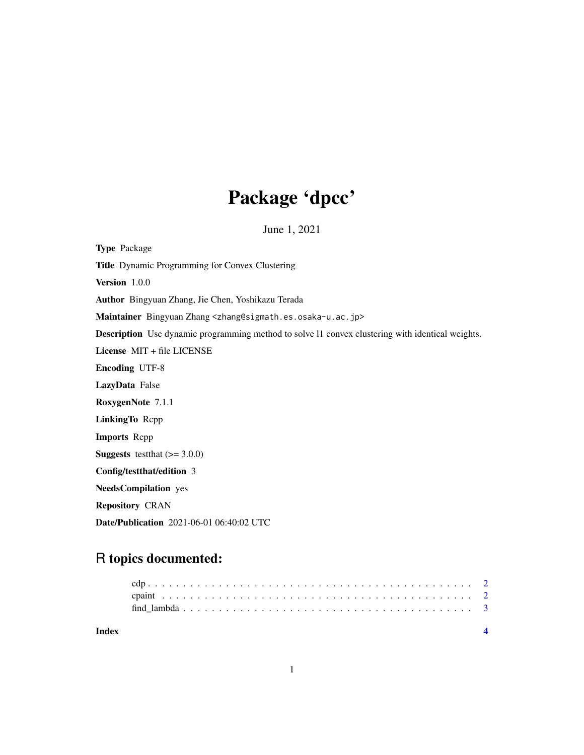# Package 'dpcc'

June 1, 2021

**Type** Package

**Title** Dynamic Programming for Convex Clustering

**Version** 1.0.0

**Author** Bingyuan Zhang, Jie Chen, Yoshikazu Terada

**Maintainer** Bingyuan Zhang <zhang@sigmath.es.osaka-u.ac.jp>

**Description** Use dynamic programming method to solve l1 convex clustering with identical weights.

**License** MIT + file LICENSE

**Encoding** UTF-8

**LazyData** False

**RoxygenNote** 7.1.1

**LinkingTo** Rcpp

**Imports** Rcpp

**Suggests** testthat (>= 3.0.0)

**Config/testthat/edition** 3

**NeedsCompilation** yes

**Repository** CRAN

**Date/Publication** 2021-06-01 06:40:02 UTC

## R topics documented:

cdp . . . . . . . . . . . . . . . . . . . . . . . . . . . . . . . . . . . . . . . . . . . 2
cpaint . . . . . . . . . . . . . . . . . . . . . . . . . . . . . . . . . . . . . . . . . . 2
find_lambda . . . . . . . . . . . . . . . . . . . . . . . . . . . . . . . . . . . . . . 3

**Index** **4**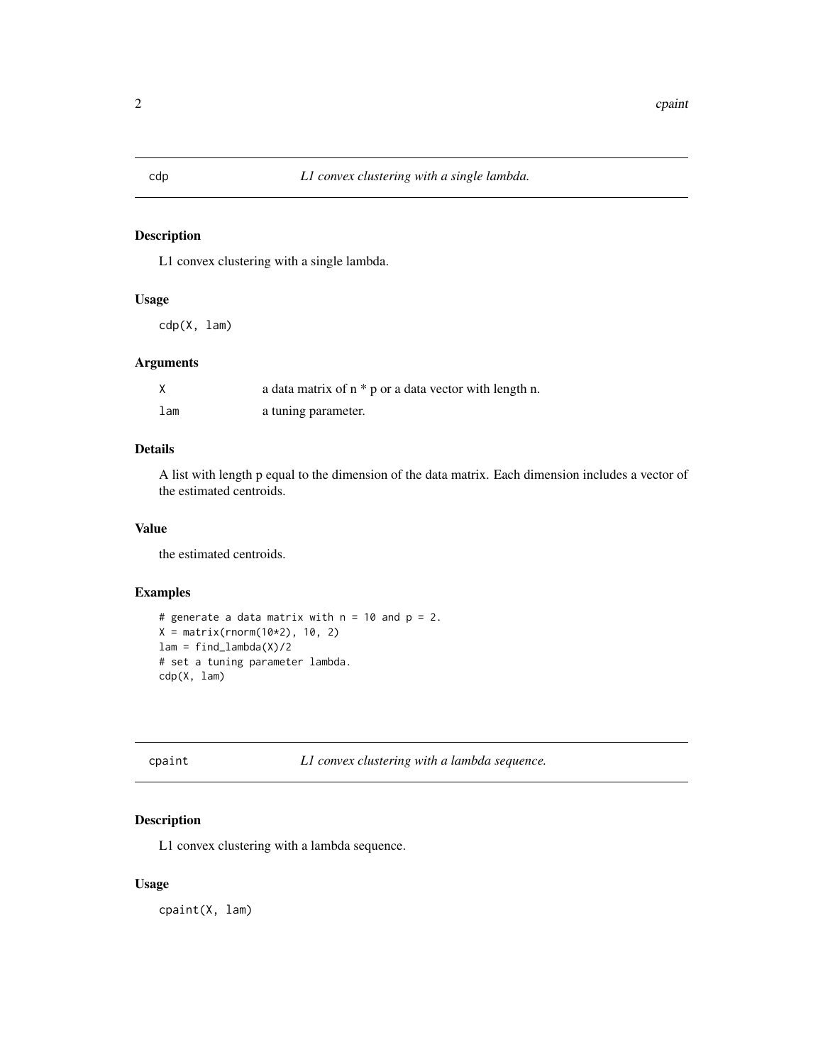## cdp — *L1 convex clustering with a single lambda.*

### Description

L1 convex clustering with a single lambda.

### Usage

```
cdp(X, lam)
```

### Arguments

| | |
|---|---|
| X | a data matrix of n * p or a data vector with length n. |
| lam | a tuning parameter. |

### Details

A list with length p equal to the dimension of the data matrix. Each dimension includes a vector of the estimated centroids.

### Value

the estimated centroids.

### Examples

```
# generate a data matrix with n = 10 and p = 2.
X = matrix(rnorm(10*2), 10, 2)
lam = find_lambda(X)/2
# set a tuning parameter lambda.
cdp(X, lam)
```

## cpaint — *L1 convex clustering with a lambda sequence.*

### Description

L1 convex clustering with a lambda sequence.

### Usage

```
cpaint(X, lam)
```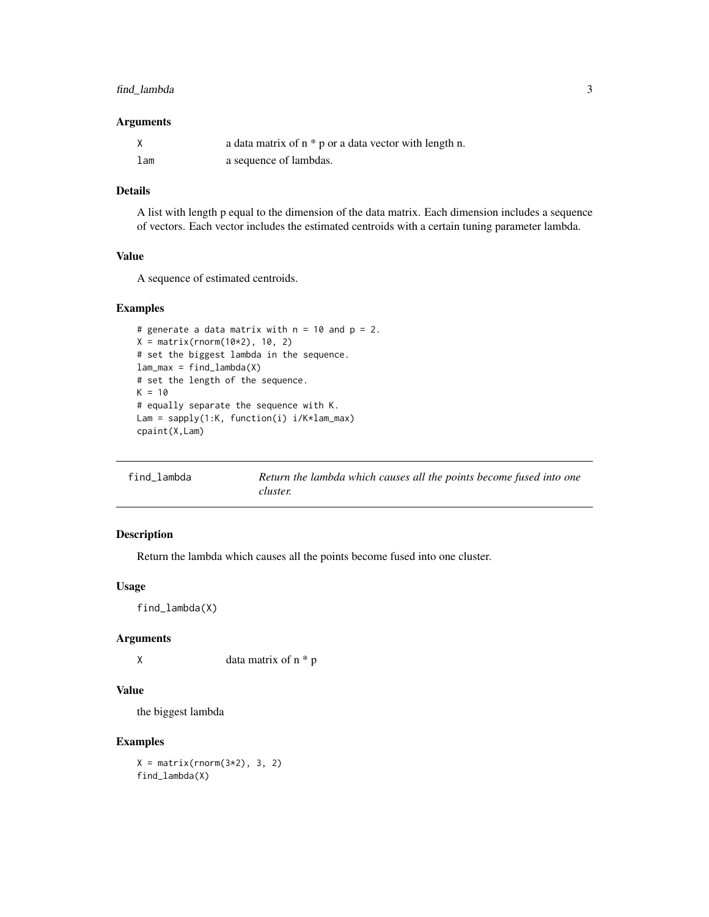### Arguments

| | |
|---|---|
| X | a data matrix of n * p or a data vector with length n. |
| lam | a sequence of lambdas. |

### Details

A list with length p equal to the dimension of the data matrix. Each dimension includes a sequence of vectors. Each vector includes the estimated centroids with a certain tuning parameter lambda.

### Value

A sequence of estimated centroids.

### Examples

```
# generate a data matrix with n = 10 and p = 2.
X = matrix(rnorm(10*2), 10, 2)
# set the biggest lambda in the sequence.
lam_max = find_lambda(X)
# set the length of the sequence.
K = 10
# equally separate the sequence with K.
Lam = sapply(1:K, function(i) i/K*lam_max)
cpaint(X,Lam)
```

---

## find_lambda — *Return the lambda which causes all the points become fused into one cluster.*

---

### Description

Return the lambda which causes all the points become fused into one cluster.

### Usage

```
find_lambda(X)
```

### Arguments

| | |
|---|---|
| X | data matrix of n * p |

### Value

the biggest lambda

### Examples

```
X = matrix(rnorm(3*2), 3, 2)
find_lambda(X)
```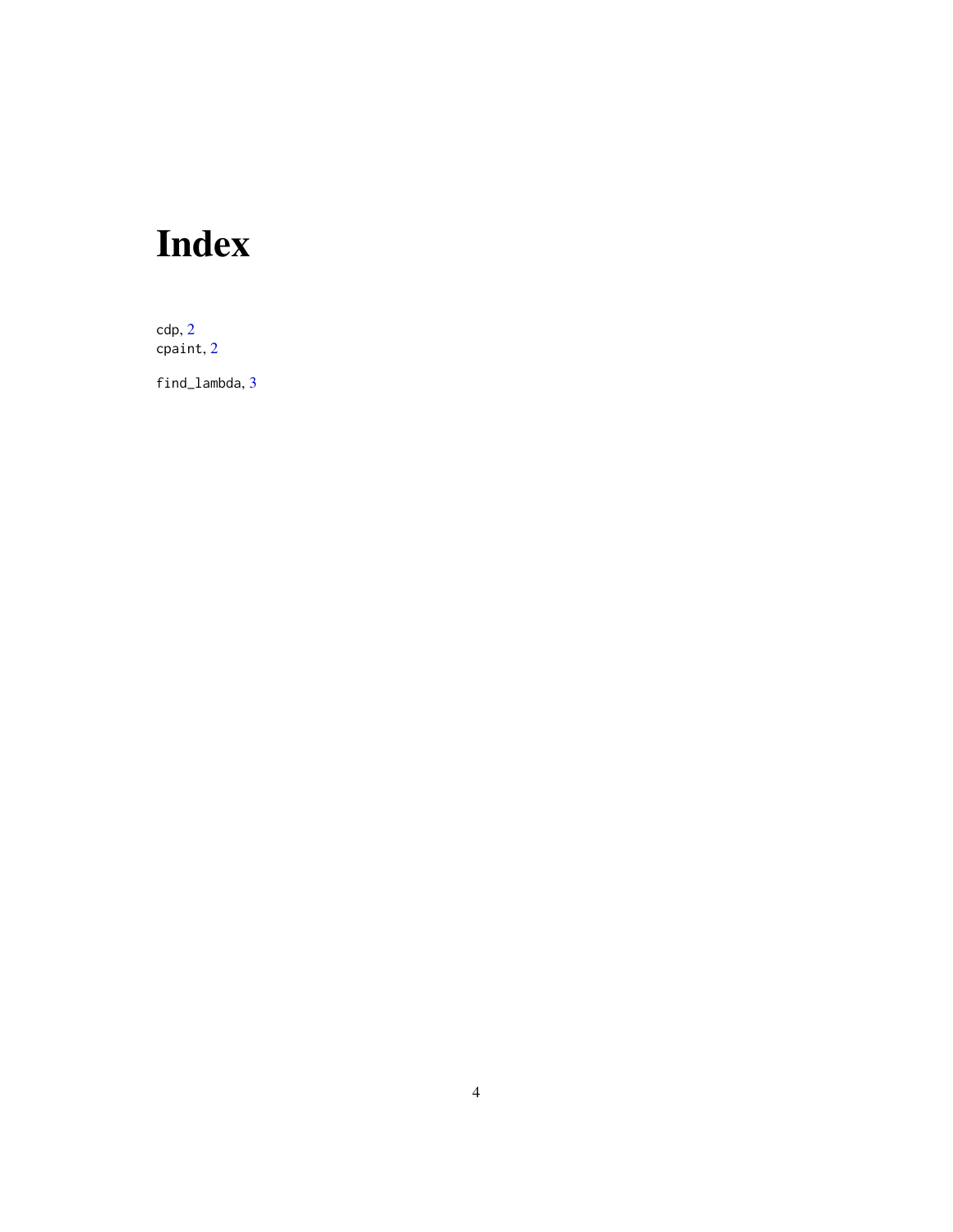# Index

cdp, 2
cpaint, 2

find_lambda, 3